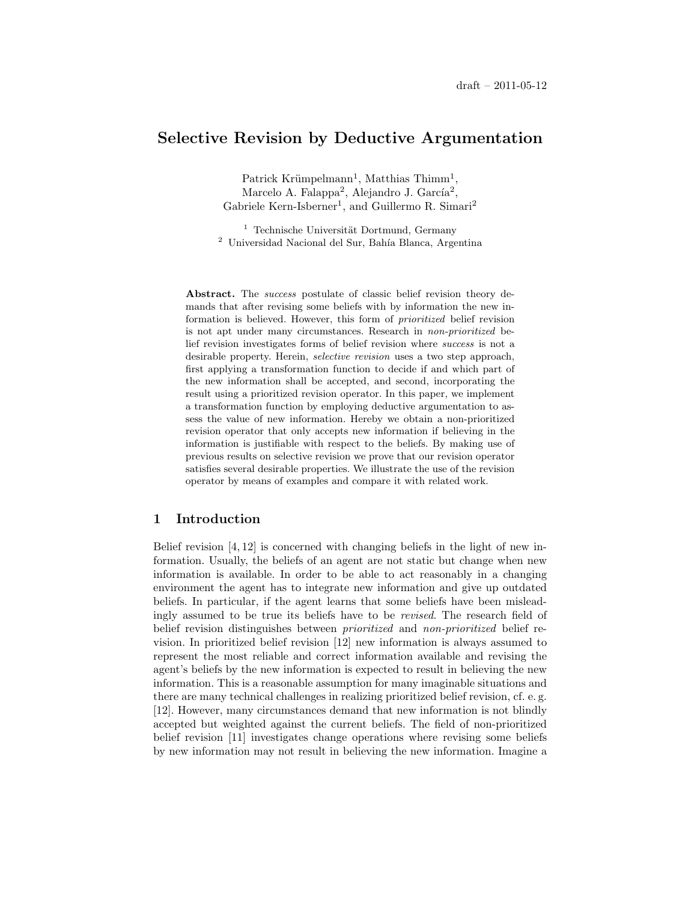draft – 2011-05-12

# Selective Revision by Deductive Argumentation

Patrick Krümpelmann[1], Matthias Thimm[1], Marcelo A. Falappa[2], Alejandro J. García[2], Gabriele Kern-Isberner[1], and Guillermo R. Simari[2]

[1] Technische Universität Dortmund, Germany
[2] Universidad Nacional del Sur, Bahía Blanca, Argentina

**Abstract.** The *success* postulate of classic belief revision theory demands that after revising some beliefs with by information the new information is believed. However, this form of *prioritized* belief revision is not apt under many circumstances. Research in *non-prioritized* belief revision investigates forms of belief revision where *success* is not a desirable property. Herein, *selective revision* uses a two step approach, first applying a transformation function to decide if and which part of the new information shall be accepted, and second, incorporating the result using a prioritized revision operator. In this paper, we implement a transformation function by employing deductive argumentation to assess the value of new information. Hereby we obtain a non-prioritized revision operator that only accepts new information if believing in the information is justifiable with respect to the beliefs. By making use of previous results on selective revision we prove that our revision operator satisfies several desirable properties. We illustrate the use of the revision operator by means of examples and compare it with related work.

## 1 Introduction

Belief revision [4, 12] is concerned with changing beliefs in the light of new information. Usually, the beliefs of an agent are not static but change when new information is available. In order to be able to act reasonably in a changing environment the agent has to integrate new information and give up outdated beliefs. In particular, if the agent learns that some beliefs have been misleadingly assumed to be true its beliefs have to be *revised*. The research field of belief revision distinguishes between *prioritized* and *non-prioritized* belief revision. In prioritized belief revision [12] new information is always assumed to represent the most reliable and correct information available and revising the agent's beliefs by the new information is expected to result in believing the new information. This is a reasonable assumption for many imaginable situations and there are many technical challenges in realizing prioritized belief revision, cf. e. g. [12]. However, many circumstances demand that new information is not blindly accepted but weighted against the current beliefs. The field of non-prioritized belief revision [11] investigates change operations where revising some beliefs by new information may not result in believing the new information. Imagine a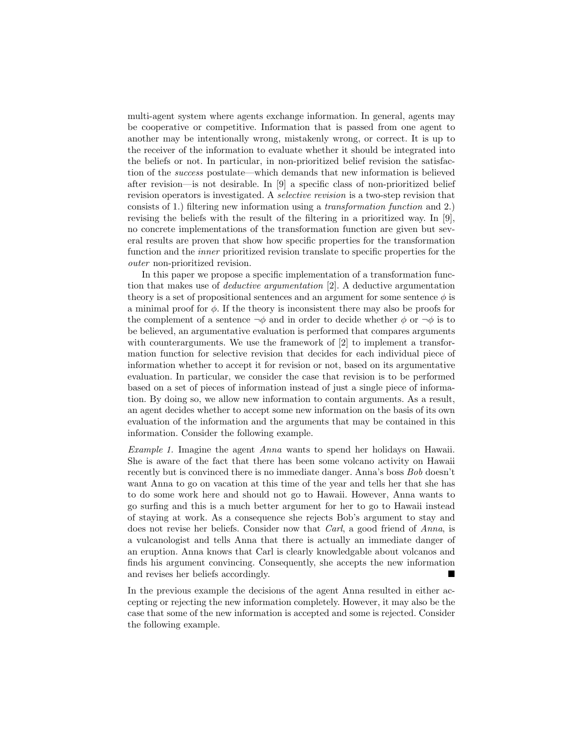multi-agent system where agents exchange information. In general, agents may be cooperative or competitive. Information that is passed from one agent to another may be intentionally wrong, mistakenly wrong, or correct. It is up to the receiver of the information to evaluate whether it should be integrated into the beliefs or not. In particular, in non-prioritized belief revision the satisfaction of the *success* postulate—which demands that new information is believed after revision—is not desirable. In [9] a specific class of non-prioritized belief revision operators is investigated. A *selective revision* is a two-step revision that consists of 1.) filtering new information using a *transformation function* and 2.) revising the beliefs with the result of the filtering in a prioritized way. In [9], no concrete implementations of the transformation function are given but several results are proven that show how specific properties for the transformation function and the *inner* prioritized revision translate to specific properties for the *outer* non-prioritized revision.

In this paper we propose a specific implementation of a transformation function that makes use of *deductive argumentation* [2]. A deductive argumentation theory is a set of propositional sentences and an argument for some sentence $\phi$ is a minimal proof for $\phi$. If the theory is inconsistent there may also be proofs for the complement of a sentence $\neg\phi$ and in order to decide whether $\phi$ or $\neg\phi$ is to be believed, an argumentative evaluation is performed that compares arguments with counterarguments. We use the framework of [2] to implement a transformation function for selective revision that decides for each individual piece of information whether to accept it for revision or not, based on its argumentative evaluation. In particular, we consider the case that revision is to be performed based on a set of pieces of information instead of just a single piece of information. By doing so, we allow new information to contain arguments. As a result, an agent decides whether to accept some new information on the basis of its own evaluation of the information and the arguments that may be contained in this information. Consider the following example.

*Example 1.* Imagine the agent *Anna* wants to spend her holidays on Hawaii. She is aware of the fact that there has been some volcano activity on Hawaii recently but is convinced there is no immediate danger. Anna's boss *Bob* doesn't want Anna to go on vacation at this time of the year and tells her that she has to do some work here and should not go to Hawaii. However, Anna wants to go surfing and this is a much better argument for her to go to Hawaii instead of staying at work. As a consequence she rejects Bob's argument to stay and does not revise her beliefs. Consider now that *Carl*, a good friend of *Anna*, is a vulcanologist and tells Anna that there is actually an immediate danger of an eruption. Anna knows that Carl is clearly knowledgable about volcanos and finds his argument convincing. Consequently, she accepts the new information and revises her beliefs accordingly. ■

In the previous example the decisions of the agent Anna resulted in either accepting or rejecting the new information completely. However, it may also be the case that some of the new information is accepted and some is rejected. Consider the following example.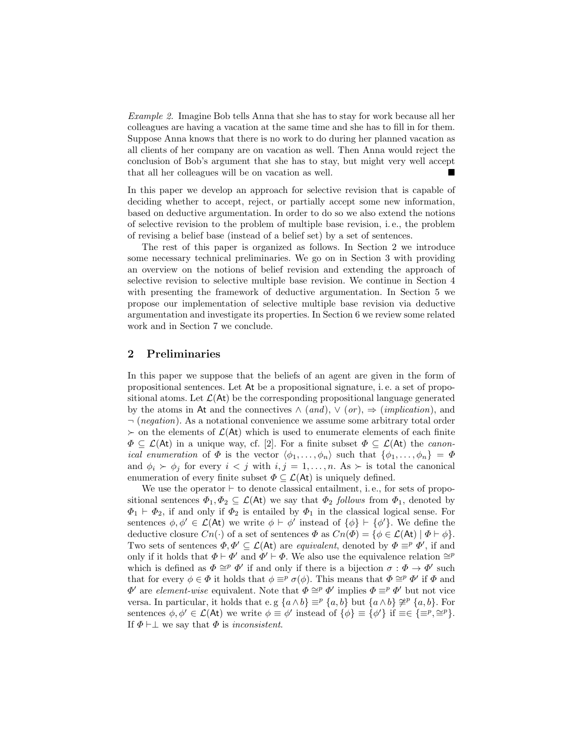*Example 2.* Imagine Bob tells Anna that she has to stay for work because all her colleagues are having a vacation at the same time and she has to fill in for them. Suppose Anna knows that there is no work to do during her planned vacation as all clients of her company are on vacation as well. Then Anna would reject the conclusion of Bob's argument that she has to stay, but might very well accept that all her colleagues will be on vacation as well. ■

In this paper we develop an approach for selective revision that is capable of deciding whether to accept, reject, or partially accept some new information, based on deductive argumentation. In order to do so we also extend the notions of selective revision to the problem of multiple base revision, i. e., the problem of revising a belief base (instead of a belief set) by a set of sentences.

The rest of this paper is organized as follows. In Section 2 we introduce some necessary technical preliminaries. We go on in Section 3 with providing an overview on the notions of belief revision and extending the approach of selective revision to selective multiple base revision. We continue in Section 4 with presenting the framework of deductive argumentation. In Section 5 we propose our implementation of selective multiple base revision via deductive argumentation and investigate its properties. In Section 6 we review some related work and in Section 7 we conclude.

## 2 Preliminaries

In this paper we suppose that the beliefs of an agent are given in the form of propositional sentences. Let $\mathsf{At}$ be a propositional signature, i. e. a set of propositional atoms. Let $\mathcal{L}(\mathsf{At})$ be the corresponding propositional language generated by the atoms in $\mathsf{At}$ and the connectives $\wedge$ (*and*), $\vee$ (*or*), $\Rightarrow$ (*implication*), and $\neg$ (*negation*). As a notational convenience we assume some arbitrary total order $\succ$ on the elements of $\mathcal{L}(\mathsf{At})$ which is used to enumerate elements of each finite $\Phi \subseteq \mathcal{L}(\mathsf{At})$ in a unique way, cf. [2]. For a finite subset $\Phi \subseteq \mathcal{L}(\mathsf{At})$ the *canonical enumeration* of $\Phi$ is the vector $\langle \phi_1, \ldots, \phi_n \rangle$ such that $\{\phi_1, \ldots, \phi_n\} = \Phi$ and $\phi_i \succ \phi_j$ for every $i < j$ with $i, j = 1, \ldots, n$. As $\succ$ is total the canonical enumeration of every finite subset $\Phi \subseteq \mathcal{L}(\mathsf{At})$ is uniquely defined.

We use the operator $\vdash$ to denote classical entailment, i. e., for sets of propositional sentences $\Phi_1, \Phi_2 \subseteq \mathcal{L}(\mathsf{At})$ we say that $\Phi_2$ *follows* from $\Phi_1$, denoted by $\Phi_1 \vdash \Phi_2$, if and only if $\Phi_2$ is entailed by $\Phi_1$ in the classical logical sense. For sentences $\phi, \phi' \in \mathcal{L}(\mathsf{At})$ we write $\phi \vdash \phi'$ instead of $\{\phi\} \vdash \{\phi'\}$. We define the deductive closure $Cn(\cdot)$ of a set of sentences $\Phi$ as $Cn(\Phi) = \{\phi \in \mathcal{L}(\mathsf{At}) \mid \Phi \vdash \phi\}$. Two sets of sentences $\Phi, \Phi' \subseteq \mathcal{L}(\mathsf{At})$ are *equivalent*, denoted by $\Phi \equiv^p \Phi'$, if and only if it holds that $\Phi \vdash \Phi'$ and $\Phi' \vdash \Phi$. We also use the equivalence relation $\cong^p$ which is defined as $\Phi \cong^p \Phi'$ if and only if there is a bijection $\sigma : \Phi \rightarrow \Phi'$ such that for every $\phi \in \Phi$ it holds that $\phi \equiv^p \sigma(\phi)$. This means that $\Phi \cong^p \Phi'$ if $\Phi$ and $\Phi'$ are *element-wise* equivalent. Note that $\Phi \cong^p \Phi'$ implies $\Phi \equiv^p \Phi'$ but not vice versa. In particular, it holds that e. g $\{a \wedge b\} \equiv^p \{a, b\}$ but $\{a \wedge b\} \not\cong^p \{a, b\}$. For sentences $\phi, \phi' \in \mathcal{L}(\mathsf{At})$ we write $\phi \equiv \phi'$ instead of $\{\phi\} \equiv \{\phi'\}$ if $\equiv \in \{\equiv^p, \cong^p\}$. If $\Phi \vdash \perp$ we say that $\Phi$ is *inconsistent*.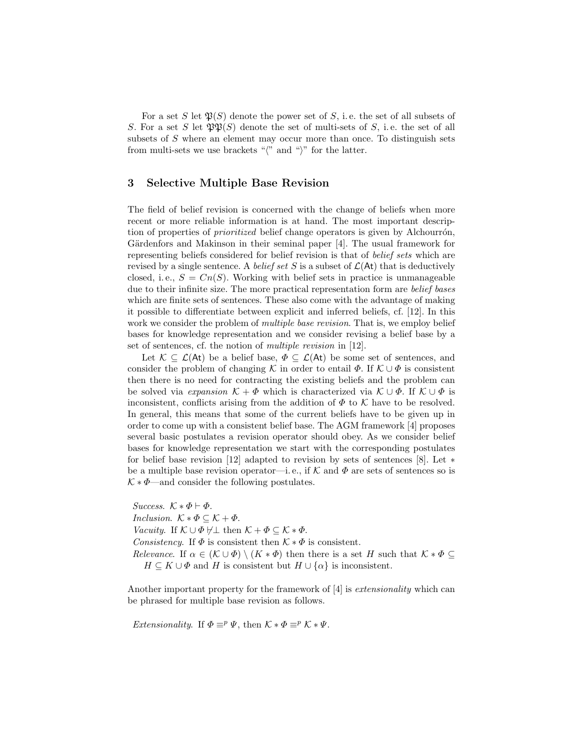For a set $S$ let $\mathfrak{P}(S)$ denote the power set of $S$, i. e. the set of all subsets of $S$. For a set $S$ let $\mathfrak{PP}(S)$ denote the set of multi-sets of $S$, i. e. the set of all subsets of $S$ where an element may occur more than once. To distinguish sets from multi-sets we use brackets "$\langle$" and "$\rangle$" for the latter.

## 3 Selective Multiple Base Revision

The field of belief revision is concerned with the change of beliefs when more recent or more reliable information is at hand. The most important description of properties of *prioritized* belief change operators is given by Alchourrón, Gärdenfors and Makinson in their seminal paper [4]. The usual framework for representing beliefs considered for belief revision is that of *belief sets* which are revised by a single sentence. A *belief set* $S$ is a subset of $\mathcal{L}(\mathsf{At})$ that is deductively closed, i. e., $S = Cn(S)$. Working with belief sets in practice is unmanageable due to their infinite size. The more practical representation form are *belief bases* which are finite sets of sentences. These also come with the advantage of making it possible to differentiate between explicit and inferred beliefs, cf. [12]. In this work we consider the problem of *multiple base revision*. That is, we employ belief bases for knowledge representation and we consider revising a belief base by a set of sentences, cf. the notion of *multiple revision* in [12].

Let $\mathcal{K} \subseteq \mathcal{L}(\mathsf{At})$ be a belief base, $\Phi \subseteq \mathcal{L}(\mathsf{At})$ be some set of sentences, and consider the problem of changing $\mathcal{K}$ in order to entail $\Phi$. If $\mathcal{K} \cup \Phi$ is consistent then there is no need for contracting the existing beliefs and the problem can be solved via *expansion* $\mathcal{K} + \Phi$ which is characterized via $\mathcal{K} \cup \Phi$. If $\mathcal{K} \cup \Phi$ is inconsistent, conflicts arising from the addition of $\Phi$ to $\mathcal{K}$ have to be resolved. In general, this means that some of the current beliefs have to be given up in order to come up with a consistent belief base. The AGM framework [4] proposes several basic postulates a revision operator should obey. As we consider belief bases for knowledge representation we start with the corresponding postulates for belief base revision [12] adapted to revision by sets of sentences [8]. Let $*$ be a multiple base revision operator—i. e., if $\mathcal{K}$ and $\Phi$ are sets of sentences so is $\mathcal{K} * \Phi$—and consider the following postulates.

*Success.* $\mathcal{K} * \Phi \vdash \Phi$.
*Inclusion.* $\mathcal{K} * \Phi \subseteq \mathcal{K} + \Phi$.
*Vacuity.* If $\mathcal{K} \cup \Phi \not\vdash \perp$ then $\mathcal{K} + \Phi \subseteq \mathcal{K} * \Phi$.
*Consistency.* If $\Phi$ is consistent then $\mathcal{K} * \Phi$ is consistent.
*Relevance.* If $\alpha \in (\mathcal{K} \cup \Phi) \setminus (K * \Phi)$ then there is a set $H$ such that $\mathcal{K} * \Phi \subseteq H \subseteq K \cup \Phi$ and $H$ is consistent but $H \cup \{\alpha\}$ is inconsistent.

Another important property for the framework of [4] is *extensionality* which can be phrased for multiple base revision as follows.

*Extensionality.* If $\Phi \equiv^p \Psi$, then $\mathcal{K} * \Phi \equiv^p \mathcal{K} * \Psi$.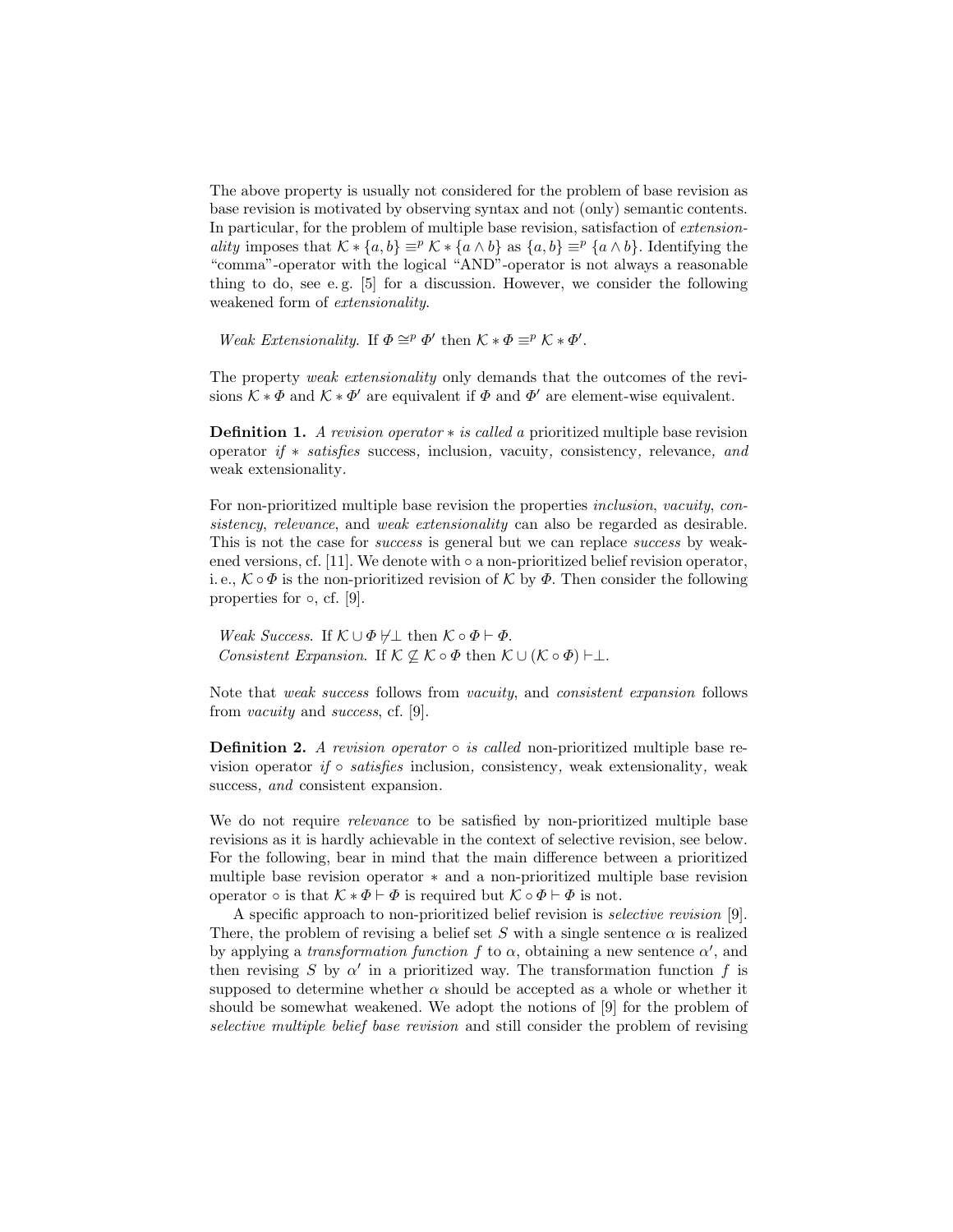The above property is usually not considered for the problem of base revision as base revision is motivated by observing syntax and not (only) semantic contents. In particular, for the problem of multiple base revision, satisfaction of *extensionality* imposes that $\mathcal{K} * \{a, b\} \equiv^p \mathcal{K} * \{a \wedge b\}$ as $\{a, b\} \equiv^p \{a \wedge b\}$. Identifying the "comma"-operator with the logical "AND"-operator is not always a reasonable thing to do, see e. g. [5] for a discussion. However, we consider the following weakened form of *extensionality*.

*Weak Extensionality.* If $\Phi \cong^p \Phi'$ then $\mathcal{K} * \Phi \equiv^p \mathcal{K} * \Phi'$.

The property *weak extensionality* only demands that the outcomes of the revisions $\mathcal{K} * \Phi$ and $\mathcal{K} * \Phi'$ are equivalent if $\Phi$ and $\Phi'$ are element-wise equivalent.

**Definition 1.** *A revision operator $*$ is called a* prioritized multiple base revision operator *if $*$ satisfies* success*,* inclusion*,* vacuity*,* consistency*,* relevance*, and* weak extensionality*.*

For non-prioritized multiple base revision the properties *inclusion*, *vacuity*, *consistency*, *relevance*, and *weak extensionality* can also be regarded as desirable. This is not the case for *success* is general but we can replace *success* by weakened versions, cf. [11]. We denote with $\circ$ a non-prioritized belief revision operator, i. e., $\mathcal{K} \circ \Phi$ is the non-prioritized revision of $\mathcal{K}$ by $\Phi$. Then consider the following properties for $\circ$, cf. [9].

*Weak Success.* If $\mathcal{K} \cup \Phi \not\vdash \perp$ then $\mathcal{K} \circ \Phi \vdash \Phi$.
*Consistent Expansion.* If $\mathcal{K} \not\subseteq \mathcal{K} \circ \Phi$ then $\mathcal{K} \cup (\mathcal{K} \circ \Phi) \vdash \perp$.

Note that *weak success* follows from *vacuity*, and *consistent expansion* follows from *vacuity* and *success*, cf. [9].

**Definition 2.** *A revision operator $\circ$ is called* non-prioritized multiple base revision operator *if $\circ$ satisfies* inclusion*,* consistency*,* weak extensionality*,* weak success*, and* consistent expansion*.*

We do not require *relevance* to be satisfied by non-prioritized multiple base revisions as it is hardly achievable in the context of selective revision, see below. For the following, bear in mind that the main difference between a prioritized multiple base revision operator $*$ and a non-prioritized multiple base revision operator $\circ$ is that $\mathcal{K} * \Phi \vdash \Phi$ is required but $\mathcal{K} \circ \Phi \vdash \Phi$ is not.

A specific approach to non-prioritized belief revision is *selective revision* [9]. There, the problem of revising a belief set $S$ with a single sentence $\alpha$ is realized by applying a *transformation function* $f$ to $\alpha$, obtaining a new sentence $\alpha'$, and then revising $S$ by $\alpha'$ in a prioritized way. The transformation function $f$ is supposed to determine whether $\alpha$ should be accepted as a whole or whether it should be somewhat weakened. We adopt the notions of [9] for the problem of *selective multiple belief base revision* and still consider the problem of revising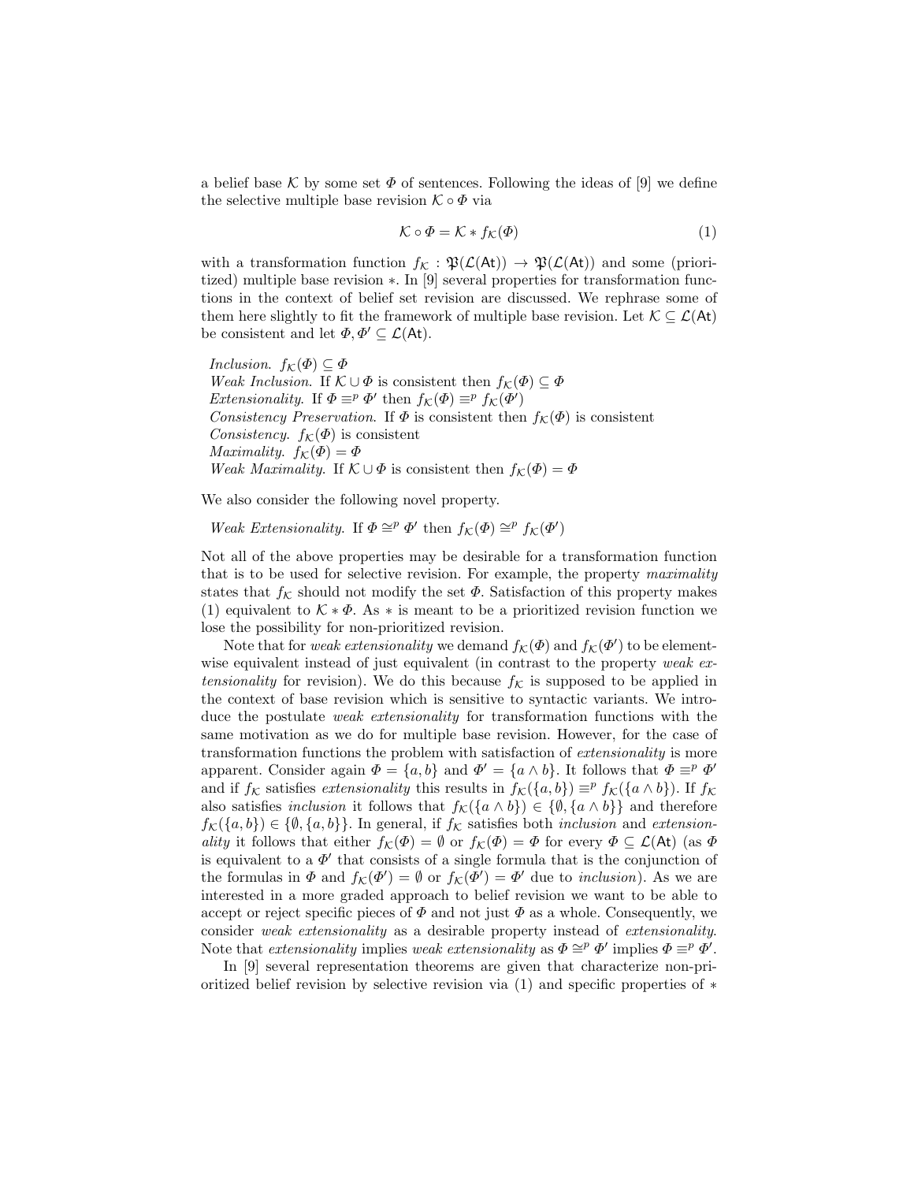a belief base $\mathcal{K}$ by some set $\Phi$ of sentences. Following the ideas of [9] we define the selective multiple base revision $\mathcal{K} \circ \Phi$ via

$$\mathcal{K} \circ \Phi = \mathcal{K} * f_{\mathcal{K}}(\Phi) \tag{1}$$

with a transformation function $f_{\mathcal{K}} : \mathfrak{P}(\mathcal{L}(\mathsf{At})) \to \mathfrak{P}(\mathcal{L}(\mathsf{At}))$ and some (prioritized) multiple base revision $*$. In [9] several properties for transformation functions in the context of belief set revision are discussed. We rephrase some of them here slightly to fit the framework of multiple base revision. Let $\mathcal{K} \subseteq \mathcal{L}(\mathsf{At})$ be consistent and let $\Phi, \Phi' \subseteq \mathcal{L}(\mathsf{At})$.

*Inclusion.* $f_{\mathcal{K}}(\Phi) \subseteq \Phi$
*Weak Inclusion.* If $\mathcal{K} \cup \Phi$ is consistent then $f_{\mathcal{K}}(\Phi) \subseteq \Phi$
*Extensionality.* If $\Phi \equiv^p \Phi'$ then $f_{\mathcal{K}}(\Phi) \equiv^p f_{\mathcal{K}}(\Phi')$
*Consistency Preservation.* If $\Phi$ is consistent then $f_{\mathcal{K}}(\Phi)$ is consistent
*Consistency.* $f_{\mathcal{K}}(\Phi)$ is consistent
*Maximality.* $f_{\mathcal{K}}(\Phi) = \Phi$
*Weak Maximality.* If $\mathcal{K} \cup \Phi$ is consistent then $f_{\mathcal{K}}(\Phi) = \Phi$

We also consider the following novel property.

*Weak Extensionality.* If $\Phi \cong^p \Phi'$ then $f_{\mathcal{K}}(\Phi) \cong^p f_{\mathcal{K}}(\Phi')$

Not all of the above properties may be desirable for a transformation function that is to be used for selective revision. For example, the property *maximality* states that $f_{\mathcal{K}}$ should not modify the set $\Phi$. Satisfaction of this property makes (1) equivalent to $\mathcal{K} * \Phi$. As $*$ is meant to be a prioritized revision function we lose the possibility for non-prioritized revision.

Note that for *weak extensionality* we demand $f_{\mathcal{K}}(\Phi)$ and $f_{\mathcal{K}}(\Phi')$ to be element-wise equivalent instead of just equivalent (in contrast to the property *weak extensionality* for revision). We do this because $f_{\mathcal{K}}$ is supposed to be applied in the context of base revision which is sensitive to syntactic variants. We introduce the postulate *weak extensionality* for transformation functions with the same motivation as we do for multiple base revision. However, for the case of transformation functions the problem with satisfaction of *extensionality* is more apparent. Consider again $\Phi = \{a, b\}$ and $\Phi' = \{a \wedge b\}$. It follows that $\Phi \equiv^p \Phi'$ and if $f_{\mathcal{K}}$ satisfies *extensionality* this results in $f_{\mathcal{K}}(\{a, b\}) \equiv^p f_{\mathcal{K}}(\{a \wedge b\})$. If $f_{\mathcal{K}}$ also satisfies *inclusion* it follows that $f_{\mathcal{K}}(\{a \wedge b\}) \in \{\emptyset, \{a \wedge b\}\}$ and therefore $f_{\mathcal{K}}(\{a, b\}) \in \{\emptyset, \{a, b\}\}$. In general, if $f_{\mathcal{K}}$ satisfies both *inclusion* and *extensionality* it follows that either $f_{\mathcal{K}}(\Phi) = \emptyset$ or $f_{\mathcal{K}}(\Phi) = \Phi$ for every $\Phi \subseteq \mathcal{L}(\mathsf{At})$ (as $\Phi$ is equivalent to a $\Phi'$ that consists of a single formula that is the conjunction of the formulas in $\Phi$ and $f_{\mathcal{K}}(\Phi') = \emptyset$ or $f_{\mathcal{K}}(\Phi') = \Phi'$ due to *inclusion*). As we are interested in a more graded approach to belief revision we want to be able to accept or reject specific pieces of $\Phi$ and not just $\Phi$ as a whole. Consequently, we consider *weak extensionality* as a desirable property instead of *extensionality*. Note that *extensionality* implies *weak extensionality* as $\Phi \cong^p \Phi'$ implies $\Phi \equiv^p \Phi'$.

In [9] several representation theorems are given that characterize non-prioritized belief revision by selective revision via (1) and specific properties of $*$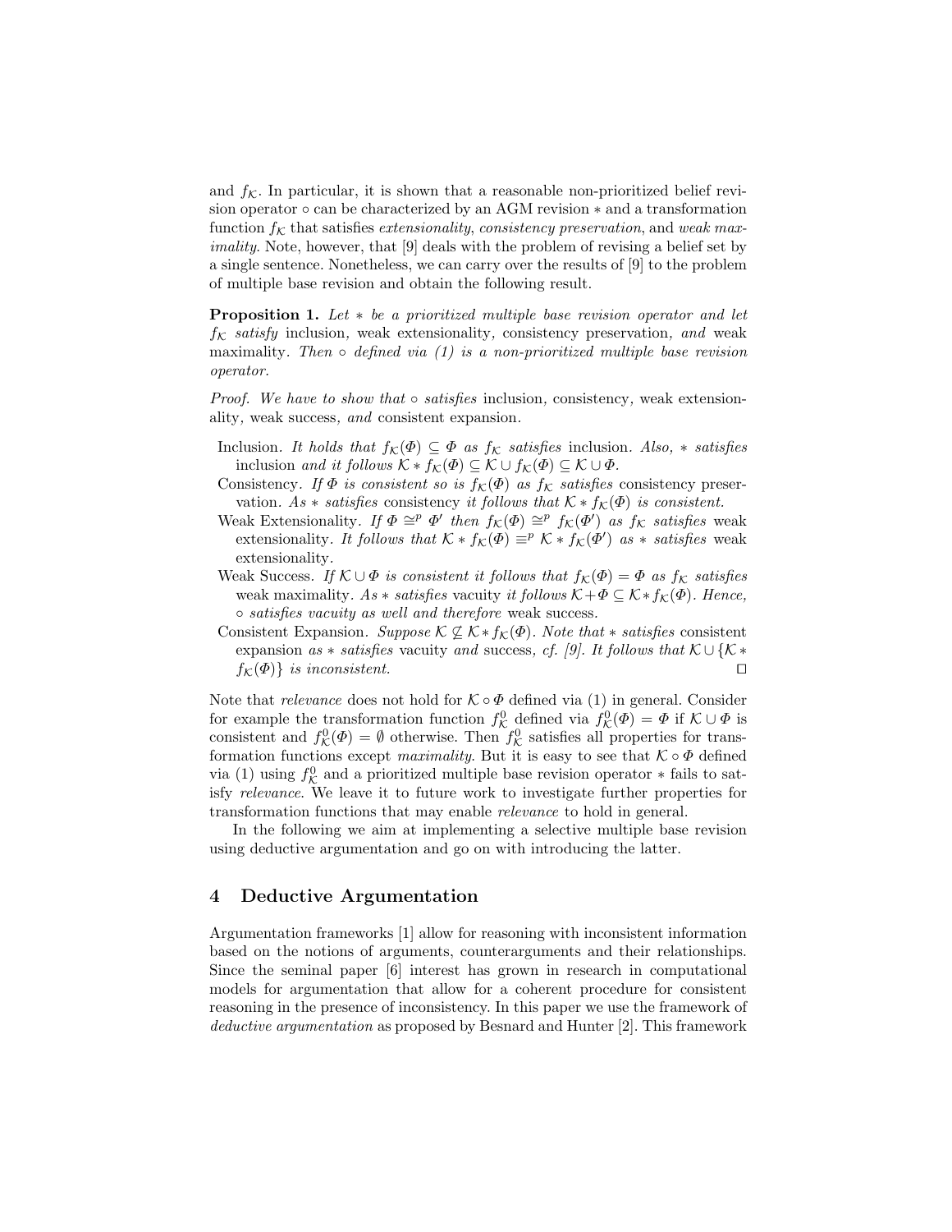and $f_{\mathcal{K}}$. In particular, it is shown that a reasonable non-prioritized belief revision operator $\circ$ can be characterized by an AGM revision $*$ and a transformation function $f_{\mathcal{K}}$ that satisfies *extensionality*, *consistency preservation*, and *weak maximality*. Note, however, that [9] deals with the problem of revising a belief set by a single sentence. Nonetheless, we can carry over the results of [9] to the problem of multiple base revision and obtain the following result.

**Proposition 1.** *Let $*$ be a prioritized multiple base revision operator and let $f_{\mathcal{K}}$ satisfy* inclusion*,* weak extensionality*,* consistency preservation*, and* weak maximality*. Then $\circ$ defined via (1) is a non-prioritized multiple base revision operator.*

*Proof. We have to show that $\circ$ satisfies* inclusion*,* consistency*,* weak extensionality*,* weak success*, and* consistent expansion*.*

- Inclusion. *It holds that $f_{\mathcal{K}}(\Phi) \subseteq \Phi$ as $f_{\mathcal{K}}$ satisfies* inclusion*. Also, $*$ satisfies* inclusion *and it follows $\mathcal{K} * f_{\mathcal{K}}(\Phi) \subseteq \mathcal{K} \cup f_{\mathcal{K}}(\Phi) \subseteq \mathcal{K} \cup \Phi$.*
- Consistency. *If $\Phi$ is consistent so is $f_{\mathcal{K}}(\Phi)$ as $f_{\mathcal{K}}$ satisfies* consistency preservation*. As $*$ satisfies* consistency *it follows that $\mathcal{K} * f_{\mathcal{K}}(\Phi)$ is consistent.*
- Weak Extensionality. *If $\Phi \cong^p \Phi'$ then $f_{\mathcal{K}}(\Phi) \cong^p f_{\mathcal{K}}(\Phi')$ as $f_{\mathcal{K}}$ satisfies* weak extensionality*. It follows that $\mathcal{K} * f_{\mathcal{K}}(\Phi) \equiv^p \mathcal{K} * f_{\mathcal{K}}(\Phi')$ as $*$ satisfies* weak extensionality.
- Weak Success. *If $\mathcal{K} \cup \Phi$ is consistent it follows that $f_{\mathcal{K}}(\Phi) = \Phi$ as $f_{\mathcal{K}}$ satisfies* weak maximality*. As $*$ satisfies* vacuity *it follows $\mathcal{K} + \Phi \subseteq \mathcal{K} * f_{\mathcal{K}}(\Phi)$. Hence, $\circ$ satisfies vacuity as well and therefore* weak success*.*
- Consistent Expansion. *Suppose $\mathcal{K} \not\subseteq \mathcal{K} * f_{\mathcal{K}}(\Phi)$. Note that $*$ satisfies* consistent expansion *as $*$ satisfies* vacuity *and* success*, cf. [9]. It follows that $\mathcal{K} \cup \{\mathcal{K} * f_{\mathcal{K}}(\Phi)\}$ is inconsistent.* □

Note that *relevance* does not hold for $\mathcal{K} \circ \Phi$ defined via (1) in general. Consider for example the transformation function $f^0_{\mathcal{K}}$ defined via $f^0_{\mathcal{K}}(\Phi) = \Phi$ if $\mathcal{K} \cup \Phi$ is consistent and $f^0_{\mathcal{K}}(\Phi) = \emptyset$ otherwise. Then $f^0_{\mathcal{K}}$ satisfies all properties for transformation functions except *maximality*. But it is easy to see that $\mathcal{K} \circ \Phi$ defined via (1) using $f^0_{\mathcal{K}}$ and a prioritized multiple base revision operator $*$ fails to satisfy *relevance*. We leave it to future work to investigate further properties for transformation functions that may enable *relevance* to hold in general.

In the following we aim at implementing a selective multiple base revision using deductive argumentation and go on with introducing the latter.

## 4 Deductive Argumentation

Argumentation frameworks [1] allow for reasoning with inconsistent information based on the notions of arguments, counterarguments and their relationships. Since the seminal paper [6] interest has grown in research in computational models for argumentation that allow for a coherent procedure for consistent reasoning in the presence of inconsistency. In this paper we use the framework of *deductive argumentation* as proposed by Besnard and Hunter [2]. This framework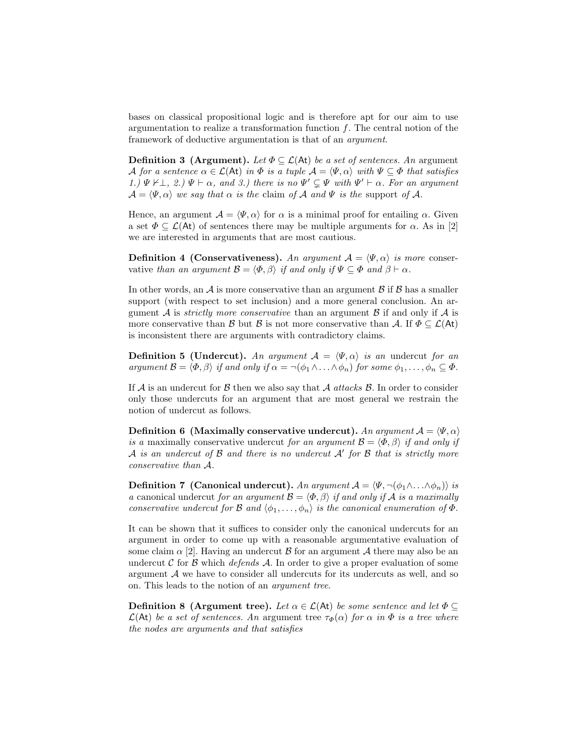bases on classical propositional logic and is therefore apt for our aim to use argumentation to realize a transformation function $f$. The central notion of the framework of deductive argumentation is that of an *argument*.

**Definition 3 (Argument).** *Let $\Phi \subseteq \mathcal{L}(\mathsf{At})$ be a set of sentences. An* argument *$\mathcal{A}$ for a sentence $\alpha \in \mathcal{L}(\mathsf{At})$ in $\Phi$ is a tuple $\mathcal{A} = \langle \Psi, \alpha \rangle$ with $\Psi \subseteq \Phi$ that satisfies 1.) $\Psi \nvdash \perp$, 2.) $\Psi \vdash \alpha$, and 3.) there is no $\Psi' \subsetneq \Psi$ with $\Psi' \vdash \alpha$. For an argument $\mathcal{A} = \langle \Psi, \alpha \rangle$ we say that $\alpha$ is the* claim *of $\mathcal{A}$ and $\Psi$ is the* support *of $\mathcal{A}$.*

Hence, an argument $\mathcal{A} = \langle \Psi, \alpha \rangle$ for $\alpha$ is a minimal proof for entailing $\alpha$. Given a set $\Phi \subseteq \mathcal{L}(\mathsf{At})$ of sentences there may be multiple arguments for $\alpha$. As in [2] we are interested in arguments that are most cautious.

**Definition 4 (Conservativeness).** *An argument $\mathcal{A} = \langle \Psi, \alpha \rangle$ is more* conservative *than an argument $\mathcal{B} = \langle \Phi, \beta \rangle$ if and only if $\Psi \subseteq \Phi$ and $\beta \vdash \alpha$.*

In other words, an $\mathcal{A}$ is more conservative than an argument $\mathcal{B}$ if $\mathcal{B}$ has a smaller support (with respect to set inclusion) and a more general conclusion. An argument $\mathcal{A}$ is *strictly more conservative* than an argument $\mathcal{B}$ if and only if $\mathcal{A}$ is more conservative than $\mathcal{B}$ but $\mathcal{B}$ is not more conservative than $\mathcal{A}$. If $\Phi \subseteq \mathcal{L}(\mathsf{At})$ is inconsistent there are arguments with contradictory claims.

**Definition 5 (Undercut).** *An argument $\mathcal{A} = \langle \Psi, \alpha \rangle$ is an* undercut *for an argument $\mathcal{B} = \langle \Phi, \beta \rangle$ if and only if $\alpha = \neg(\phi_1 \wedge \ldots \wedge \phi_n)$ for some $\phi_1, \ldots, \phi_n \subseteq \Phi$.*

If $\mathcal{A}$ is an undercut for $\mathcal{B}$ then we also say that $\mathcal{A}$ *attacks* $\mathcal{B}$. In order to consider only those undercuts for an argument that are most general we restrain the notion of undercut as follows.

**Definition 6 (Maximally conservative undercut).** *An argument $\mathcal{A} = \langle \Psi, \alpha \rangle$ is a* maximally conservative undercut *for an argument $\mathcal{B} = \langle \Phi, \beta \rangle$ if and only if $\mathcal{A}$ is an undercut of $\mathcal{B}$ and there is no undercut $\mathcal{A}'$ for $\mathcal{B}$ that is strictly more conservative than $\mathcal{A}$.*

**Definition 7 (Canonical undercut).** *An argument $\mathcal{A} = \langle \Psi, \neg(\phi_1 \wedge \ldots \wedge \phi_n) \rangle$ is a* canonical undercut *for an argument $\mathcal{B} = \langle \Phi, \beta \rangle$ if and only if $\mathcal{A}$ is a maximally conservative undercut for $\mathcal{B}$ and $\langle \phi_1, \ldots, \phi_n \rangle$ is the canonical enumeration of $\Phi$.*

It can be shown that it suffices to consider only the canonical undercuts for an argument in order to come up with a reasonable argumentative evaluation of some claim $\alpha$ [2]. Having an undercut $\mathcal{B}$ for an argument $\mathcal{A}$ there may also be an undercut $\mathcal{C}$ for $\mathcal{B}$ which *defends* $\mathcal{A}$. In order to give a proper evaluation of some argument $\mathcal{A}$ we have to consider all undercuts for its undercuts as well, and so on. This leads to the notion of an *argument tree*.

**Definition 8 (Argument tree).** *Let $\alpha \in \mathcal{L}(\mathsf{At})$ be some sentence and let $\Phi \subseteq \mathcal{L}(\mathsf{At})$ be a set of sentences. An* argument tree *$\tau_\Phi(\alpha)$ for $\alpha$ in $\Phi$ is a tree where the nodes are arguments and that satisfies*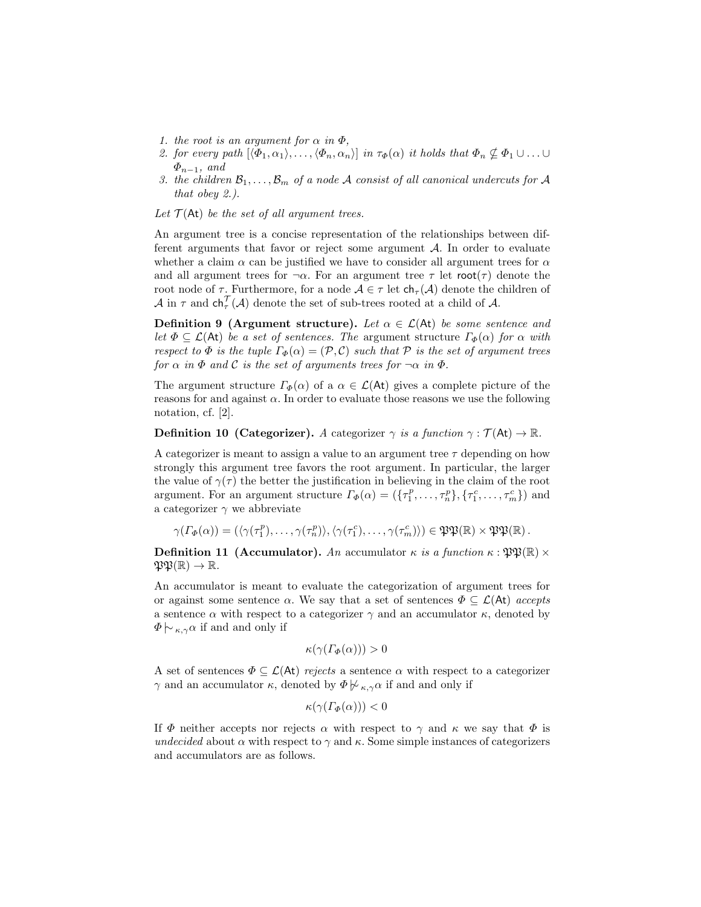1. *the root is an argument for $\alpha$ in $\Phi$,*
2. *for every path $[\langle\Phi_1, \alpha_1\rangle, \ldots, \langle\Phi_n, \alpha_n\rangle]$ in $\tau_\Phi(\alpha)$ it holds that $\Phi_n \not\subseteq \Phi_1 \cup \ldots \cup \Phi_{n-1}$, and*
3. *the children $\mathcal{B}_1, \ldots, \mathcal{B}_m$ of a node $\mathcal{A}$ consist of all canonical undercuts for $\mathcal{A}$ that obey 2.).*

*Let $\mathcal{T}(\mathsf{At})$ be the set of all argument trees.*

An argument tree is a concise representation of the relationships between different arguments that favor or reject some argument $\mathcal{A}$. In order to evaluate whether a claim $\alpha$ can be justified we have to consider all argument trees for $\alpha$ and all argument trees for $\neg\alpha$. For an argument tree $\tau$ let $\mathsf{root}(\tau)$ denote the root node of $\tau$. Furthermore, for a node $\mathcal{A} \in \tau$ let $\mathsf{ch}_\tau(\mathcal{A})$ denote the children of $\mathcal{A}$ in $\tau$ and $\mathsf{ch}_\tau^{\mathcal{T}}(\mathcal{A})$ denote the set of sub-trees rooted at a child of $\mathcal{A}$.

**Definition 9 (Argument structure).** *Let $\alpha \in \mathcal{L}(\mathsf{At})$ be some sentence and let $\Phi \subseteq \mathcal{L}(\mathsf{At})$ be a set of sentences. The* argument structure *$\Gamma_\Phi(\alpha)$ for $\alpha$ with respect to $\Phi$ is the tuple $\Gamma_\Phi(\alpha) = (\mathcal{P}, \mathcal{C})$ such that $\mathcal{P}$ is the set of argument trees for $\alpha$ in $\Phi$ and $\mathcal{C}$ is the set of arguments trees for $\neg\alpha$ in $\Phi$.*

The argument structure $\Gamma_\Phi(\alpha)$ of a $\alpha \in \mathcal{L}(\mathsf{At})$ gives a complete picture of the reasons for and against $\alpha$. In order to evaluate those reasons we use the following notation, cf. [2].

**Definition 10 (Categorizer).** *A* categorizer *$\gamma$ is a function $\gamma : \mathcal{T}(\mathsf{At}) \to \mathbb{R}$.*

A categorizer is meant to assign a value to an argument tree $\tau$ depending on how strongly this argument tree favors the root argument. In particular, the larger the value of $\gamma(\tau)$ the better the justification in believing in the claim of the root argument. For an argument structure $\Gamma_\Phi(\alpha) = (\{\tau_1^p, \ldots, \tau_n^p\}, \{\tau_1^c, \ldots, \tau_m^c\})$ and a categorizer $\gamma$ we abbreviate

$$\gamma(\Gamma_\Phi(\alpha)) = (\langle\gamma(\tau_1^p), \ldots, \gamma(\tau_n^p)\rangle, \langle\gamma(\tau_1^c), \ldots, \gamma(\tau_m^c)\rangle) \in \mathfrak{PP}(\mathbb{R}) \times \mathfrak{PP}(\mathbb{R})\,.$$

**Definition 11 (Accumulator).** *An* accumulator *$\kappa$ is a function $\kappa : \mathfrak{PP}(\mathbb{R}) \times \mathfrak{PP}(\mathbb{R}) \to \mathbb{R}$.*

An accumulator is meant to evaluate the categorization of argument trees for or against some sentence $\alpha$. We say that a set of sentences $\Phi \subseteq \mathcal{L}(\mathsf{At})$ *accepts* a sentence $\alpha$ with respect to a categorizer $\gamma$ and an accumulator $\kappa$, denoted by $\Phi \mathrel{|\!\!\sim}_{\kappa,\gamma} \alpha$ if and and only if

$$\kappa(\gamma(\Gamma_\Phi(\alpha))) > 0$$

A set of sentences $\Phi \subseteq \mathcal{L}(\mathsf{At})$ *rejects* a sentence $\alpha$ with respect to a categorizer $\gamma$ and an accumulator $\kappa$, denoted by $\Phi \mathrel{|\!\!\not\sim}_{\kappa,\gamma} \alpha$ if and and only if

$$\kappa(\gamma(\Gamma_\Phi(\alpha))) < 0$$

If $\Phi$ neither accepts nor rejects $\alpha$ with respect to $\gamma$ and $\kappa$ we say that $\Phi$ is *undecided* about $\alpha$ with respect to $\gamma$ and $\kappa$. Some simple instances of categorizers and accumulators are as follows.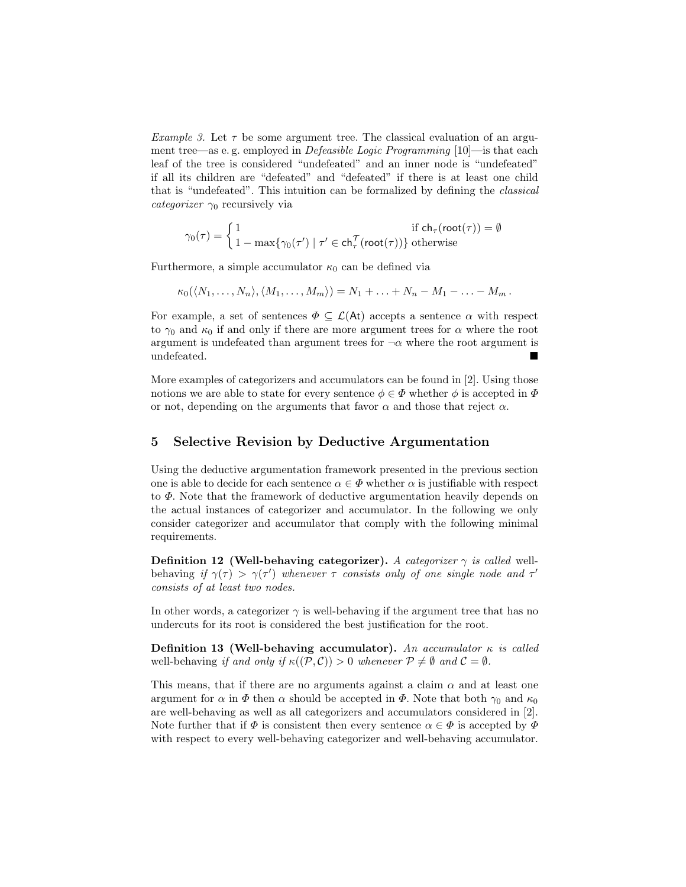*Example 3.* Let $\tau$ be some argument tree. The classical evaluation of an argument tree—as e. g. employed in *Defeasible Logic Programming* [10]—is that each leaf of the tree is considered "undefeated" and an inner node is "undefeated" if all its children are "defeated" and "defeated" if there is at least one child that is "undefeated". This intuition can be formalized by defining the *classical categorizer* $\gamma_0$ recursively via

$$\gamma_0(\tau) = \begin{cases} 1 & \text{if } \mathsf{ch}_\tau(\mathsf{root}(\tau)) = \emptyset \\ 1 - \max\{\gamma_0(\tau') \mid \tau' \in \mathsf{ch}_\tau^{\mathcal{T}}(\mathsf{root}(\tau))\} & \text{otherwise} \end{cases}$$

Furthermore, a simple accumulator $\kappa_0$ can be defined via

$$\kappa_0(\langle N_1, \ldots, N_n\rangle, \langle M_1, \ldots, M_m\rangle) = N_1 + \ldots + N_n - M_1 - \ldots - M_m \,.$$

For example, a set of sentences $\Phi \subseteq \mathcal{L}(\mathsf{At})$ accepts a sentence $\alpha$ with respect to $\gamma_0$ and $\kappa_0$ if and only if there are more argument trees for $\alpha$ where the root argument is undefeated than argument trees for $\neg\alpha$ where the root argument is undefeated. ■

More examples of categorizers and accumulators can be found in [2]. Using those notions we are able to state for every sentence $\phi \in \Phi$ whether $\phi$ is accepted in $\Phi$ or not, depending on the arguments that favor $\alpha$ and those that reject $\alpha$.

## 5 Selective Revision by Deductive Argumentation

Using the deductive argumentation framework presented in the previous section one is able to decide for each sentence $\alpha \in \Phi$ whether $\alpha$ is justifiable with respect to $\Phi$. Note that the framework of deductive argumentation heavily depends on the actual instances of categorizer and accumulator. In the following we only consider categorizer and accumulator that comply with the following minimal requirements.

**Definition 12 (Well-behaving categorizer).** *A categorizer $\gamma$ is called* well-behaving *if $\gamma(\tau) > \gamma(\tau')$ whenever $\tau$ consists only of one single node and $\tau'$ consists of at least two nodes.*

In other words, a categorizer $\gamma$ is well-behaving if the argument tree that has no undercuts for its root is considered the best justification for the root.

**Definition 13 (Well-behaving accumulator).** *An accumulator $\kappa$ is called* well-behaving *if and only if $\kappa((\mathcal{P}, \mathcal{C})) > 0$ whenever $\mathcal{P} \neq \emptyset$ and $\mathcal{C} = \emptyset$.*

This means, that if there are no arguments against a claim $\alpha$ and at least one argument for $\alpha$ in $\Phi$ then $\alpha$ should be accepted in $\Phi$. Note that both $\gamma_0$ and $\kappa_0$ are well-behaving as well as all categorizers and accumulators considered in [2]. Note further that if $\Phi$ is consistent then every sentence $\alpha \in \Phi$ is accepted by $\Phi$ with respect to every well-behaving categorizer and well-behaving accumulator.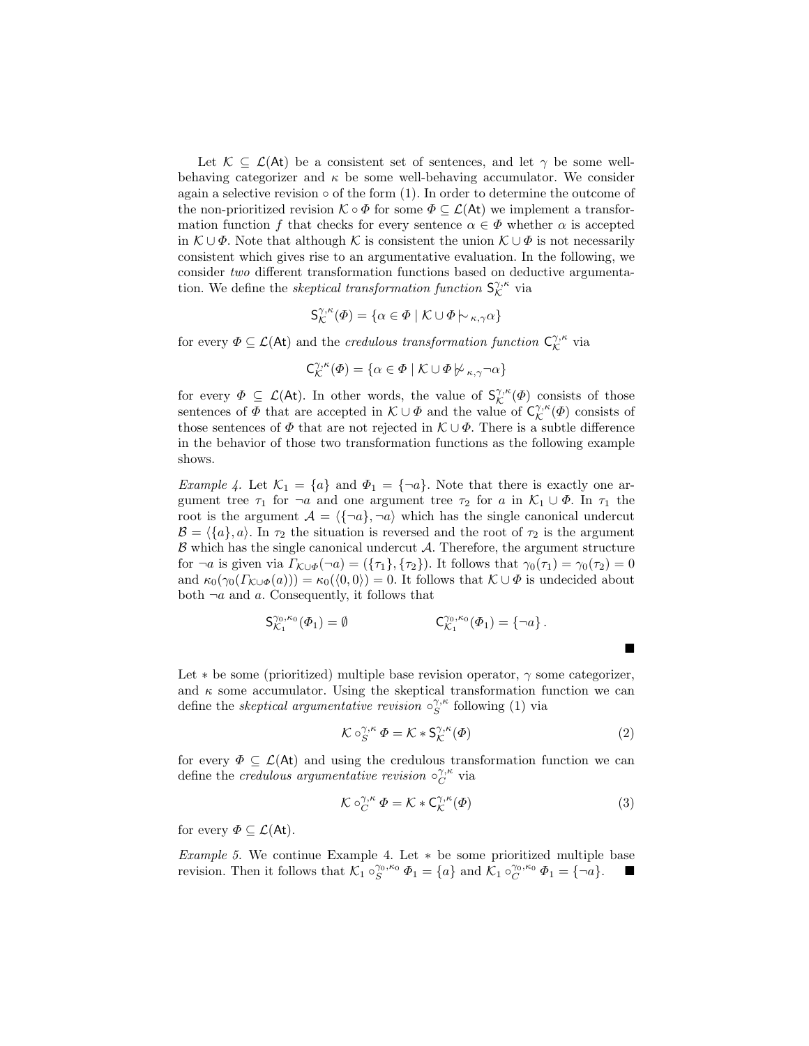Let $\mathcal{K} \subseteq \mathcal{L}(\mathsf{At})$ be a consistent set of sentences, and let $\gamma$ be some well-behaving categorizer and $\kappa$ be some well-behaving accumulator. We consider again a selective revision $\circ$ of the form (1). In order to determine the outcome of the non-prioritized revision $\mathcal{K} \circ \Phi$ for some $\Phi \subseteq \mathcal{L}(\mathsf{At})$ we implement a transformation function $f$ that checks for every sentence $\alpha \in \Phi$ whether $\alpha$ is accepted in $\mathcal{K} \cup \Phi$. Note that although $\mathcal{K}$ is consistent the union $\mathcal{K} \cup \Phi$ is not necessarily consistent which gives rise to an argumentative evaluation. In the following, we consider *two* different transformation functions based on deductive argumentation. We define the *skeptical transformation function* $\mathsf{S}^{\gamma,\kappa}_{\mathcal{K}}$ via

$$\mathsf{S}^{\gamma,\kappa}_{\mathcal{K}}(\Phi) = \{\alpha \in \Phi \mid \mathcal{K} \cup \Phi \mid\!\sim_{\kappa,\gamma} \alpha\}$$

for every $\Phi \subseteq \mathcal{L}(\mathsf{At})$ and the *credulous transformation function* $\mathsf{C}^{\gamma,\kappa}_{\mathcal{K}}$ via

$$\mathsf{C}^{\gamma,\kappa}_{\mathcal{K}}(\Phi) = \{\alpha \in \Phi \mid \mathcal{K} \cup \Phi \not\mid\!\sim_{\kappa,\gamma} \neg\alpha\}$$

for every $\Phi \subseteq \mathcal{L}(\mathsf{At})$. In other words, the value of $\mathsf{S}^{\gamma,\kappa}_{\mathcal{K}}(\Phi)$ consists of those sentences of $\Phi$ that are accepted in $\mathcal{K} \cup \Phi$ and the value of $\mathsf{C}^{\gamma,\kappa}_{\mathcal{K}}(\Phi)$ consists of those sentences of $\Phi$ that are not rejected in $\mathcal{K} \cup \Phi$. There is a subtle difference in the behavior of those two transformation functions as the following example shows.

*Example 4.* Let $\mathcal{K}_1 = \{a\}$ and $\Phi_1 = \{\neg a\}$. Note that there is exactly one argument tree $\tau_1$ for $\neg a$ and one argument tree $\tau_2$ for $a$ in $\mathcal{K}_1 \cup \Phi$. In $\tau_1$ the root is the argument $\mathcal{A} = \langle\{\neg a\}, \neg a\rangle$ which has the single canonical undercut $\mathcal{B} = \langle\{a\}, a\rangle$. In $\tau_2$ the situation is reversed and the root of $\tau_2$ is the argument $\mathcal{B}$ which has the single canonical undercut $\mathcal{A}$. Therefore, the argument structure for $\neg a$ is given via $\Gamma_{\mathcal{K} \cup \Phi}(\neg a) = (\{\tau_1\}, \{\tau_2\})$. It follows that $\gamma_0(\tau_1) = \gamma_0(\tau_2) = 0$ and $\kappa_0(\gamma_0(\Gamma_{\mathcal{K} \cup \Phi}(a))) = \kappa_0(\langle 0, 0\rangle) = 0$. It follows that $\mathcal{K} \cup \Phi$ is undecided about both $\neg a$ and $a$. Consequently, it follows that

$$\mathsf{S}^{\gamma_0,\kappa_0}_{\mathcal{K}_1}(\Phi_1) = \emptyset \qquad\qquad \mathsf{C}^{\gamma_0,\kappa_0}_{\mathcal{K}_1}(\Phi_1) = \{\neg a\}\,.$$

■

Let $*$ be some (prioritized) multiple base revision operator, $\gamma$ some categorizer, and $\kappa$ some accumulator. Using the skeptical transformation function we can define the *skeptical argumentative revision* $\circ^{\gamma,\kappa}_{S}$ following (1) via

$$\mathcal{K} \circ^{\gamma,\kappa}_{S} \Phi = \mathcal{K} * \mathsf{S}^{\gamma,\kappa}_{\mathcal{K}}(\Phi) \tag{2}$$

for every $\Phi \subseteq \mathcal{L}(\mathsf{At})$ and using the credulous transformation function we can define the *credulous argumentative revision* $\circ^{\gamma,\kappa}_{C}$ via

$$\mathcal{K} \circ^{\gamma,\kappa}_{C} \Phi = \mathcal{K} * \mathsf{C}^{\gamma,\kappa}_{\mathcal{K}}(\Phi) \tag{3}$$

for every $\Phi \subseteq \mathcal{L}(\mathsf{At})$.

*Example 5.* We continue Example 4. Let $*$ be some prioritized multiple base revision. Then it follows that $\mathcal{K}_1 \circ^{\gamma_0,\kappa_0}_{S} \Phi_1 = \{a\}$ and $\mathcal{K}_1 \circ^{\gamma_0,\kappa_0}_{C} \Phi_1 = \{\neg a\}$. ■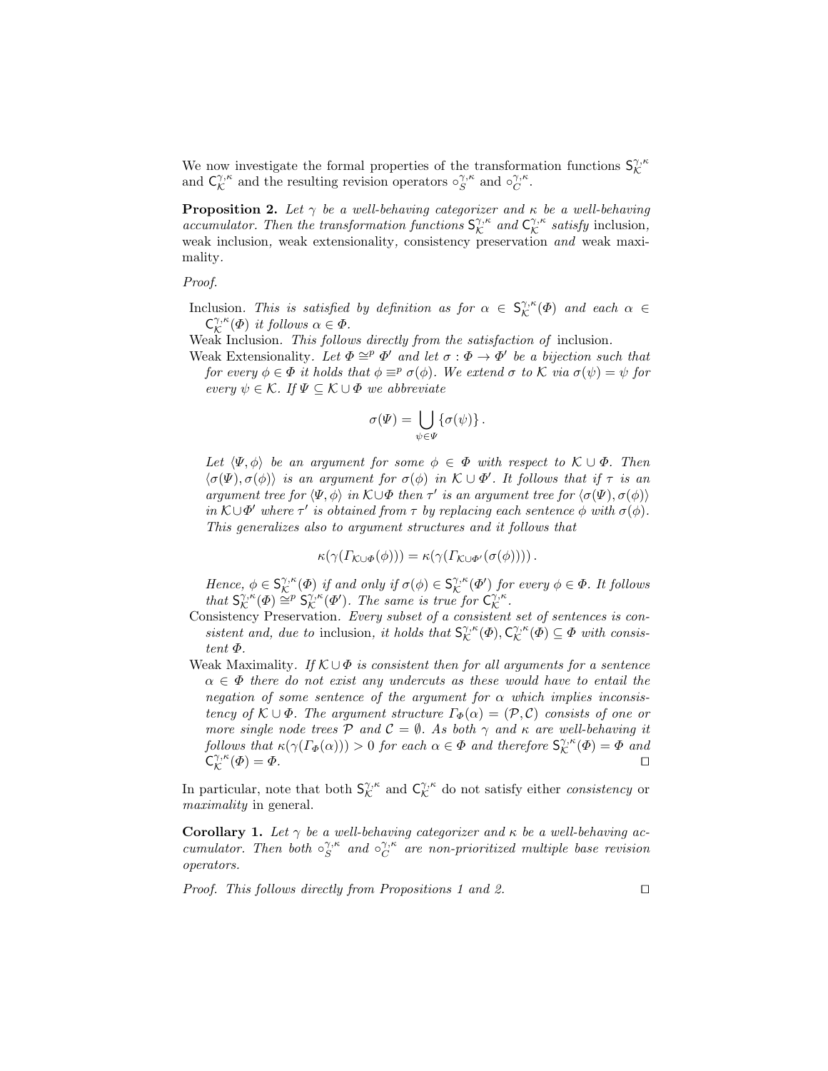We now investigate the formal properties of the transformation functions $\mathsf{S}^{\gamma,\kappa}_{\mathcal{K}}$ and $\mathsf{C}^{\gamma,\kappa}_{\mathcal{K}}$ and the resulting revision operators $\circ^{\gamma,\kappa}_{S}$ and $\circ^{\gamma,\kappa}_{C}$.

**Proposition 2.** *Let $\gamma$ be a well-behaving categorizer and $\kappa$ be a well-behaving accumulator. Then the transformation functions $\mathsf{S}^{\gamma,\kappa}_{\mathcal{K}}$ and $\mathsf{C}^{\gamma,\kappa}_{\mathcal{K}}$ satisfy* inclusion*,* weak inclusion*,* weak extensionality*,* consistency preservation *and* weak maximality*.*

*Proof.*

- Inclusion. *This is satisfied by definition as for $\alpha \in \mathsf{S}^{\gamma,\kappa}_{\mathcal{K}}(\Phi)$ and each $\alpha \in \mathsf{C}^{\gamma,\kappa}_{\mathcal{K}}(\Phi)$ it follows $\alpha \in \Phi$.*
- Weak Inclusion. *This follows directly from the satisfaction of* inclusion*.*
- Weak Extensionality. *Let $\Phi \cong^p \Phi'$ and let $\sigma : \Phi \to \Phi'$ be a bijection such that for every $\phi \in \Phi$ it holds that $\phi \equiv^p \sigma(\phi)$. We extend $\sigma$ to $\mathcal{K}$ via $\sigma(\psi) = \psi$ for every $\psi \in \mathcal{K}$. If $\Psi \subseteq \mathcal{K} \cup \Phi$ we abbreviate*

$$\sigma(\Psi) = \bigcup_{\psi \in \Psi} \{\sigma(\psi)\}.$$

*Let $\langle \Psi, \phi \rangle$ be an argument for some $\phi \in \Phi$ with respect to $\mathcal{K} \cup \Phi$. Then $\langle \sigma(\Psi), \sigma(\phi) \rangle$ is an argument for $\sigma(\phi)$ in $\mathcal{K} \cup \Phi'$. It follows that if $\tau$ is an argument tree for $\langle \Psi, \phi \rangle$ in $\mathcal{K} \cup \Phi$ then $\tau'$ is an argument tree for $\langle \sigma(\Psi), \sigma(\phi) \rangle$ in $\mathcal{K} \cup \Phi'$ where $\tau'$ is obtained from $\tau$ by replacing each sentence $\phi$ with $\sigma(\phi)$. This generalizes also to argument structures and it follows that*

$$\kappa(\gamma(\Gamma_{\mathcal{K}\cup\Phi}(\phi))) = \kappa(\gamma(\Gamma_{\mathcal{K}\cup\Phi'}(\sigma(\phi)))) .$$

*Hence, $\phi \in \mathsf{S}^{\gamma,\kappa}_{\mathcal{K}}(\Phi)$ if and only if $\sigma(\phi) \in \mathsf{S}^{\gamma,\kappa}_{\mathcal{K}}(\Phi')$ for every $\phi \in \Phi$. It follows that $\mathsf{S}^{\gamma,\kappa}_{\mathcal{K}}(\Phi) \cong^p \mathsf{S}^{\gamma,\kappa}_{\mathcal{K}}(\Phi')$. The same is true for $\mathsf{C}^{\gamma,\kappa}_{\mathcal{K}}$.*

- Consistency Preservation. *Every subset of a consistent set of sentences is consistent and, due to* inclusion*, it holds that $\mathsf{S}^{\gamma,\kappa}_{\mathcal{K}}(\Phi), \mathsf{C}^{\gamma,\kappa}_{\mathcal{K}}(\Phi) \subseteq \Phi$ with consistent $\Phi$.*
- Weak Maximality. *If $\mathcal{K} \cup \Phi$ is consistent then for all arguments for a sentence $\alpha \in \Phi$ there do not exist any undercuts as these would have to entail the negation of some sentence of the argument for $\alpha$ which implies inconsistency of $\mathcal{K} \cup \Phi$. The argument structure $\Gamma_{\Phi}(\alpha) = (\mathcal{P}, \mathcal{C})$ consists of one or more single node trees $\mathcal{P}$ and $\mathcal{C} = \emptyset$. As both $\gamma$ and $\kappa$ are well-behaving it follows that $\kappa(\gamma(\Gamma_{\Phi}(\alpha))) > 0$ for each $\alpha \in \Phi$ and therefore $\mathsf{S}^{\gamma,\kappa}_{\mathcal{K}}(\Phi) = \Phi$ and $\mathsf{C}^{\gamma,\kappa}_{\mathcal{K}}(\Phi) = \Phi$.* □

In particular, note that both $\mathsf{S}^{\gamma,\kappa}_{\mathcal{K}}$ and $\mathsf{C}^{\gamma,\kappa}_{\mathcal{K}}$ do not satisfy either *consistency* or *maximality* in general.

**Corollary 1.** *Let $\gamma$ be a well-behaving categorizer and $\kappa$ be a well-behaving accumulator. Then both $\circ^{\gamma,\kappa}_{S}$ and $\circ^{\gamma,\kappa}_{C}$ are non-prioritized multiple base revision operators.*

*Proof. This follows directly from Propositions 1 and 2.* □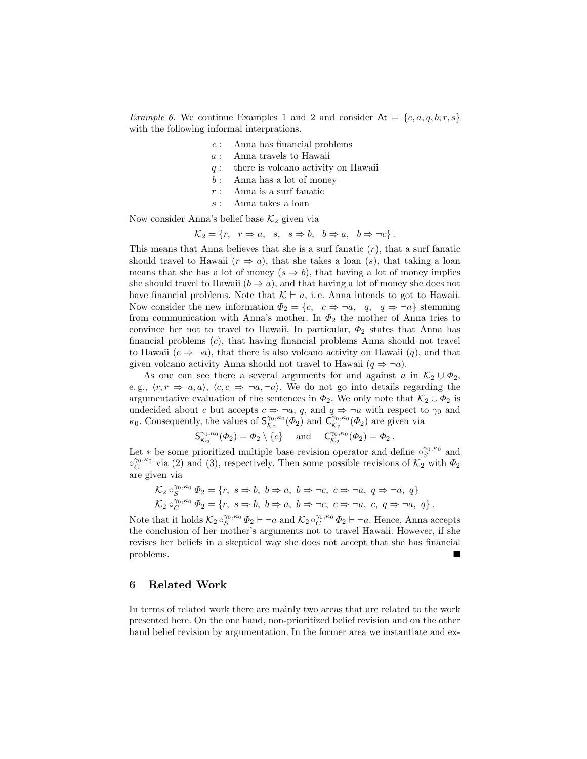*Example 6.* We continue Examples 1 and 2 and consider $\mathsf{At} = \{c, a, q, b, r, s\}$ with the following informal interprations.

$c$ : Anna has financial problems
$a$ : Anna travels to Hawaii
$q$ : there is volcano activity on Hawaii
$b$ : Anna has a lot of money
$r$ : Anna is a surf fanatic
$s$ : Anna takes a loan

Now consider Anna's belief base $\mathcal{K}_2$ given via

$$\mathcal{K}_2 = \{r, \ \ r \Rightarrow a, \ \ s, \ \ s \Rightarrow b, \ \ b \Rightarrow a, \ \ b \Rightarrow \neg c\} \, .$$

This means that Anna believes that she is a surf fanatic ($r$), that a surf fanatic should travel to Hawaii ($r \Rightarrow a$), that she takes a loan ($s$), that taking a loan means that she has a lot of money ($s \Rightarrow b$), that having a lot of money implies she should travel to Hawaii ($b \Rightarrow a$), and that having a lot of money she does not have financial problems. Note that $\mathcal{K} \vdash a$, i. e. Anna intends to got to Hawaii. Now consider the new information $\Phi_2 = \{c, \ \ c \Rightarrow \neg a, \ \ q, \ \ q \Rightarrow \neg a\}$ stemming from communication with Anna's mother. In $\Phi_2$ the mother of Anna tries to convince her not to travel to Hawaii. In particular, $\Phi_2$ states that Anna has financial problems ($c$), that having financial problems Anna should not travel to Hawaii ($c \Rightarrow \neg a$), that there is also volcano activity on Hawaii ($q$), and that given volcano activity Anna should not travel to Hawaii ($q \Rightarrow \neg a$).

As one can see there a several arguments for and against $a$ in $\mathcal{K}_2 \cup \Phi_2$, e. g., $\langle r, r \Rightarrow a, a\rangle$, $\langle c, c \Rightarrow \neg a, \neg a\rangle$. We do not go into details regarding the argumentative evaluation of the sentences in $\Phi_2$. We only note that $\mathcal{K}_2 \cup \Phi_2$ is undecided about $c$ but accepts $c \Rightarrow \neg a$, $q$, and $q \Rightarrow \neg a$ with respect to $\gamma_0$ and $\kappa_0$. Consequently, the values of $\mathsf{S}^{\gamma_0,\kappa_0}_{\mathcal{K}_2}(\Phi_2)$ and $\mathsf{C}^{\gamma_0,\kappa_0}_{\mathcal{K}_2}(\Phi_2)$ are given via

$$\mathsf{S}^{\gamma_0,\kappa_0}_{\mathcal{K}_2}(\Phi_2) = \Phi_2 \setminus \{c\} \quad \text{and} \quad \mathsf{C}^{\gamma_0,\kappa_0}_{\mathcal{K}_2}(\Phi_2) = \Phi_2 \, .$$

Let $*$ be some prioritized multiple base revision operator and define $\circ^{\gamma_0,\kappa_0}_S$ and $\circ^{\gamma_0,\kappa_0}_C$ via (2) and (3), respectively. Then some possible revisions of $\mathcal{K}_2$ with $\Phi_2$ are given via

$$\mathcal{K}_2 \circ^{\gamma_0,\kappa_0}_S \Phi_2 = \{r, \ s \Rightarrow b, \ b \Rightarrow a, \ b \Rightarrow \neg c, \ c \Rightarrow \neg a, \ q \Rightarrow \neg a, \ q\}$$
$$\mathcal{K}_2 \circ^{\gamma_0,\kappa_0}_C \Phi_2 = \{r, \ s \Rightarrow b, \ b \Rightarrow a, \ b \Rightarrow \neg c, \ c \Rightarrow \neg a, \ c, \ q \Rightarrow \neg a, \ q\} \, .$$

Note that it holds $\mathcal{K}_2 \circ^{\gamma_0,\kappa_0}_S \Phi_2 \vdash \neg a$ and $\mathcal{K}_2 \circ^{\gamma_0,\kappa_0}_C \Phi_2 \vdash \neg a$. Hence, Anna accepts the conclusion of her mother's arguments not to travel Hawaii. However, if she revises her beliefs in a skeptical way she does not accept that she has financial problems. ■

## 6 Related Work

In terms of related work there are mainly two areas that are related to the work presented here. On the one hand, non-prioritized belief revision and on the other hand belief revision by argumentation. In the former area we instantiate and ex-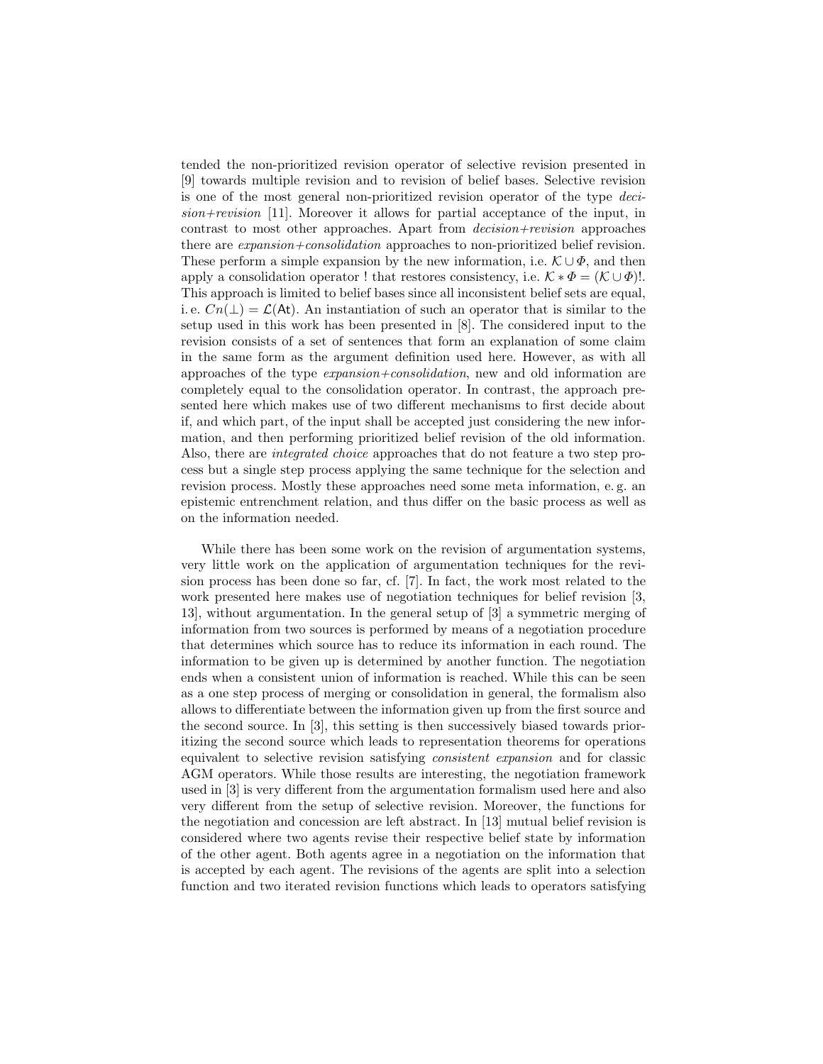tended the non-prioritized revision operator of selective revision presented in [9] towards multiple revision and to revision of belief bases. Selective revision is one of the most general non-prioritized revision operator of the type *decision+revision* [11]. Moreover it allows for partial acceptance of the input, in contrast to most other approaches. Apart from *decision+revision* approaches there are *expansion+consolidation* approaches to non-prioritized belief revision. These perform a simple expansion by the new information, i.e. $\mathcal{K} \cup \Phi$, and then apply a consolidation operator ! that restores consistency, i.e. $\mathcal{K} * \Phi = (\mathcal{K} \cup \Phi)!$. This approach is limited to belief bases since all inconsistent belief sets are equal, i. e. $Cn(\bot) = \mathcal{L}(\mathsf{At})$. An instantiation of such an operator that is similar to the setup used in this work has been presented in [8]. The considered input to the revision consists of a set of sentences that form an explanation of some claim in the same form as the argument definition used here. However, as with all approaches of the type *expansion+consolidation*, new and old information are completely equal to the consolidation operator. In contrast, the approach presented here which makes use of two different mechanisms to first decide about if, and which part, of the input shall be accepted just considering the new information, and then performing prioritized belief revision of the old information. Also, there are *integrated choice* approaches that do not feature a two step process but a single step process applying the same technique for the selection and revision process. Mostly these approaches need some meta information, e. g. an epistemic entrenchment relation, and thus differ on the basic process as well as on the information needed.

While there has been some work on the revision of argumentation systems, very little work on the application of argumentation techniques for the revision process has been done so far, cf. [7]. In fact, the work most related to the work presented here makes use of negotiation techniques for belief revision [3, 13], without argumentation. In the general setup of [3] a symmetric merging of information from two sources is performed by means of a negotiation procedure that determines which source has to reduce its information in each round. The information to be given up is determined by another function. The negotiation ends when a consistent union of information is reached. While this can be seen as a one step process of merging or consolidation in general, the formalism also allows to differentiate between the information given up from the first source and the second source. In [3], this setting is then successively biased towards prioritizing the second source which leads to representation theorems for operations equivalent to selective revision satisfying *consistent expansion* and for classic AGM operators. While those results are interesting, the negotiation framework used in [3] is very different from the argumentation formalism used here and also very different from the setup of selective revision. Moreover, the functions for the negotiation and concession are left abstract. In [13] mutual belief revision is considered where two agents revise their respective belief state by information of the other agent. Both agents agree in a negotiation on the information that is accepted by each agent. The revisions of the agents are split into a selection function and two iterated revision functions which leads to operators satisfying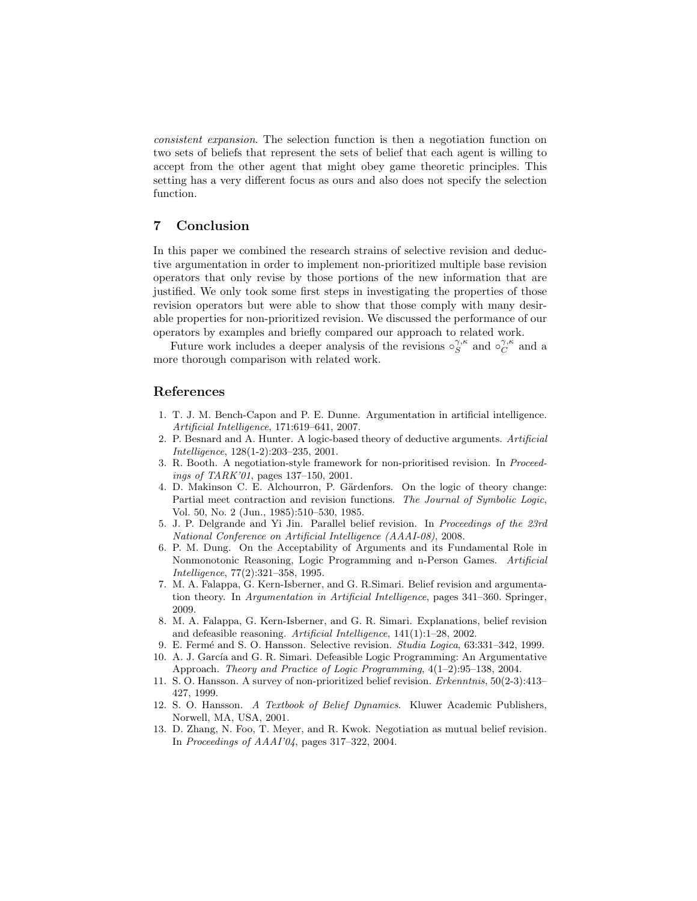*consistent expansion*. The selection function is then a negotiation function on two sets of beliefs that represent the sets of belief that each agent is willing to accept from the other agent that might obey game theoretic principles. This setting has a very different focus as ours and also does not specify the selection function.

## 7 Conclusion

In this paper we combined the research strains of selective revision and deductive argumentation in order to implement non-prioritized multiple base revision operators that only revise by those portions of the new information that are justified. We only took some first steps in investigating the properties of those revision operators but were able to show that those comply with many desirable properties for non-prioritized revision. We discussed the performance of our operators by examples and briefly compared our approach to related work.

Future work includes a deeper analysis of the revisions $\circ_S^{\gamma,\kappa}$ and $\circ_C^{\gamma,\kappa}$ and a more thorough comparison with related work.

## References

1. T. J. M. Bench-Capon and P. E. Dunne. Argumentation in artificial intelligence. *Artificial Intelligence*, 171:619–641, 2007.
2. P. Besnard and A. Hunter. A logic-based theory of deductive arguments. *Artificial Intelligence*, 128(1-2):203–235, 2001.
3. R. Booth. A negotiation-style framework for non-prioritised revision. In *Proceedings of TARK'01*, pages 137–150, 2001.
4. D. Makinson C. E. Alchourron, P. Gärdenfors. On the logic of theory change: Partial meet contraction and revision functions. *The Journal of Symbolic Logic*, Vol. 50, No. 2 (Jun., 1985):510–530, 1985.
5. J. P. Delgrande and Yi Jin. Parallel belief revision. In *Proceedings of the 23rd National Conference on Artificial Intelligence (AAAI-08)*, 2008.
6. P. M. Dung. On the Acceptability of Arguments and its Fundamental Role in Nonmonotonic Reasoning, Logic Programming and n-Person Games. *Artificial Intelligence*, 77(2):321–358, 1995.
7. M. A. Falappa, G. Kern-Isberner, and G. R.Simari. Belief revision and argumentation theory. In *Argumentation in Artificial Intelligence*, pages 341–360. Springer, 2009.
8. M. A. Falappa, G. Kern-Isberner, and G. R. Simari. Explanations, belief revision and defeasible reasoning. *Artificial Intelligence*, 141(1):1–28, 2002.
9. E. Fermé and S. O. Hansson. Selective revision. *Studia Logica*, 63:331–342, 1999.
10. A. J. García and G. R. Simari. Defeasible Logic Programming: An Argumentative Approach. *Theory and Practice of Logic Programming*, 4(1–2):95–138, 2004.
11. S. O. Hansson. A survey of non-prioritized belief revision. *Erkenntnis*, 50(2-3):413–427, 1999.
12. S. O. Hansson. *A Textbook of Belief Dynamics*. Kluwer Academic Publishers, Norwell, MA, USA, 2001.
13. D. Zhang, N. Foo, T. Meyer, and R. Kwok. Negotiation as mutual belief revision. In *Proceedings of AAAI'04*, pages 317–322, 2004.